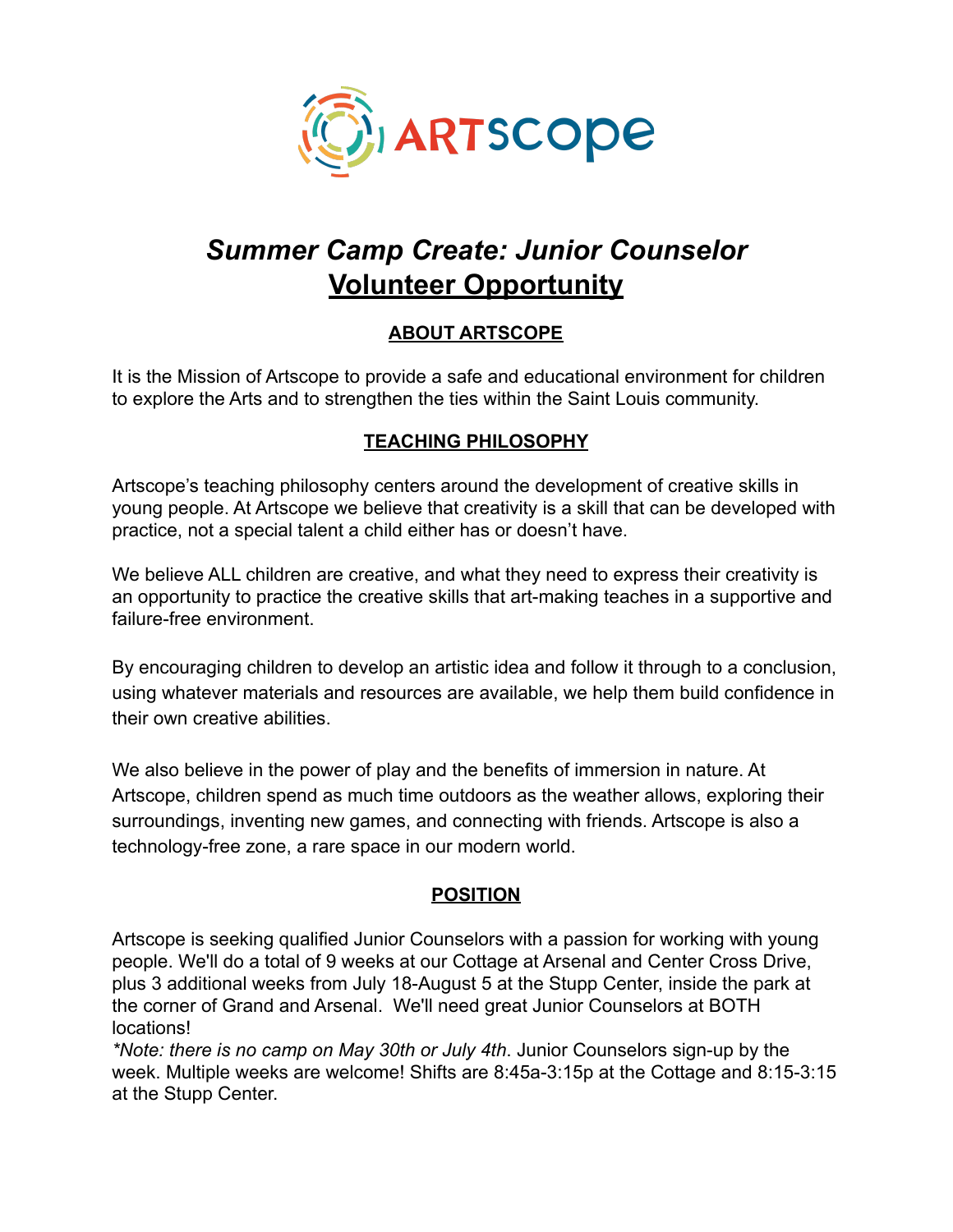ARTSCOPE

# *Summer Camp Create: Junior Counselor*
# Volunteer Opportunity

## ABOUT ARTSCOPE

It is the Mission of Artscope to provide a safe and educational environment for children to explore the Arts and to strengthen the ties within the Saint Louis community.

## TEACHING PHILOSOPHY

Artscope's teaching philosophy centers around the development of creative skills in young people. At Artscope we believe that creativity is a skill that can be developed with practice, not a special talent a child either has or doesn't have.

We believe ALL children are creative, and what they need to express their creativity is an opportunity to practice the creative skills that art-making teaches in a supportive and failure-free environment.

By encouraging children to develop an artistic idea and follow it through to a conclusion, using whatever materials and resources are available, we help them build confidence in their own creative abilities.

We also believe in the power of play and the benefits of immersion in nature. At Artscope, children spend as much time outdoors as the weather allows, exploring their surroundings, inventing new games, and connecting with friends. Artscope is also a technology-free zone, a rare space in our modern world.

## POSITION

Artscope is seeking qualified Junior Counselors with a passion for working with young people. We'll do a total of 9 weeks at our Cottage at Arsenal and Center Cross Drive, plus 3 additional weeks from July 18-August 5 at the Stupp Center, inside the park at the corner of Grand and Arsenal. We'll need great Junior Counselors at BOTH locations!
*\*Note: there is no camp on May 30th or July 4th*. Junior Counselors sign-up by the week. Multiple weeks are welcome! Shifts are 8:45a-3:15p at the Cottage and 8:15-3:15 at the Stupp Center.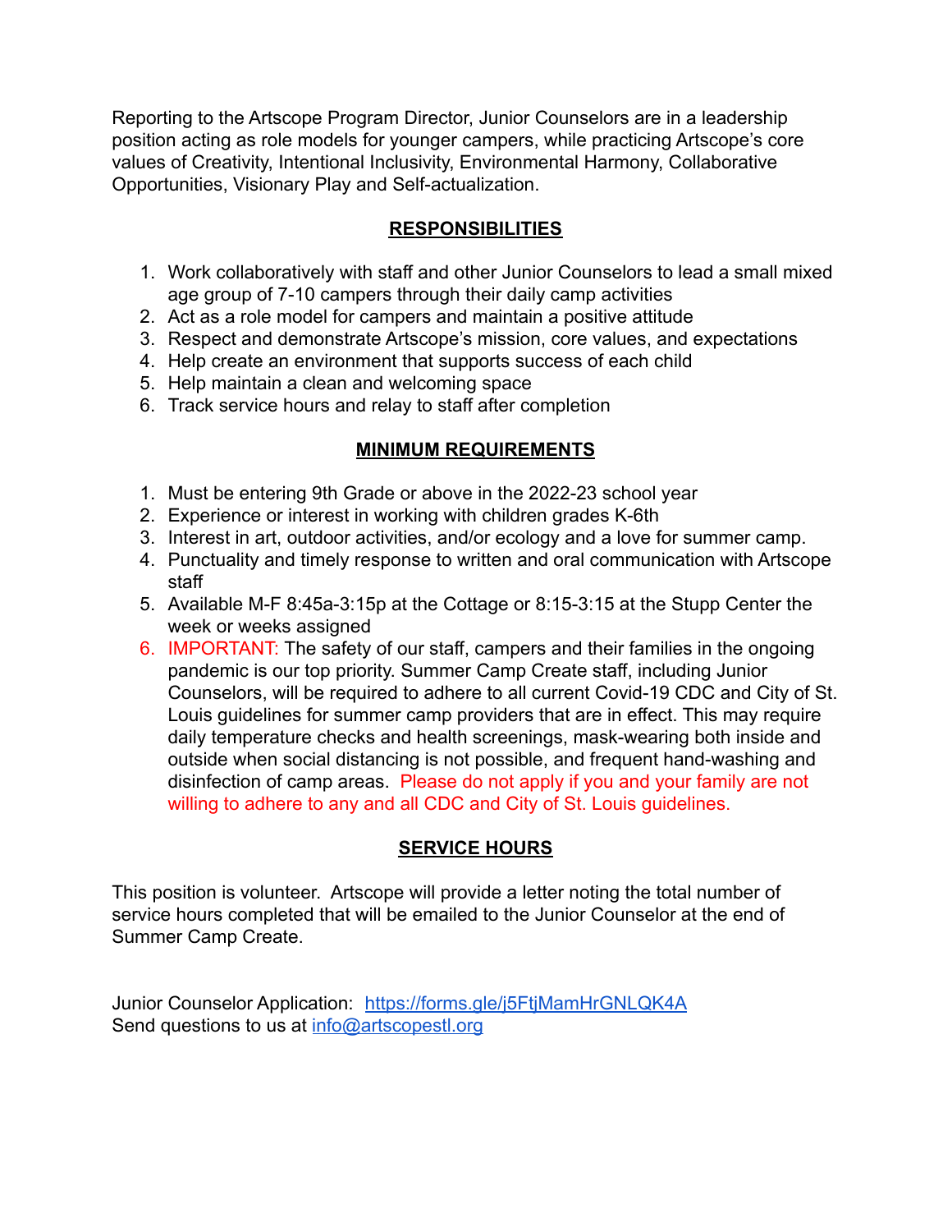Reporting to the Artscope Program Director, Junior Counselors are in a leadership position acting as role models for younger campers, while practicing Artscope's core values of Creativity, Intentional Inclusivity, Environmental Harmony, Collaborative Opportunities, Visionary Play and Self-actualization.

## RESPONSIBILITIES

1. Work collaboratively with staff and other Junior Counselors to lead a small mixed age group of 7-10 campers through their daily camp activities
2. Act as a role model for campers and maintain a positive attitude
3. Respect and demonstrate Artscope's mission, core values, and expectations
4. Help create an environment that supports success of each child
5. Help maintain a clean and welcoming space
6. Track service hours and relay to staff after completion

## MINIMUM REQUIREMENTS

1. Must be entering 9th Grade or above in the 2022-23 school year
2. Experience or interest in working with children grades K-6th
3. Interest in art, outdoor activities, and/or ecology and a love for summer camp.
4. Punctuality and timely response to written and oral communication with Artscope staff
5. Available M-F 8:45a-3:15p at the Cottage or 8:15-3:15 at the Stupp Center the week or weeks assigned
6. IMPORTANT: The safety of our staff, campers and their families in the ongoing pandemic is our top priority. Summer Camp Create staff, including Junior Counselors, will be required to adhere to all current Covid-19 CDC and City of St. Louis guidelines for summer camp providers that are in effect. This may require daily temperature checks and health screenings, mask-wearing both inside and outside when social distancing is not possible, and frequent hand-washing and disinfection of camp areas. Please do not apply if you and your family are not willing to adhere to any and all CDC and City of St. Louis guidelines.

## SERVICE HOURS

This position is volunteer. Artscope will provide a letter noting the total number of service hours completed that will be emailed to the Junior Counselor at the end of Summer Camp Create.

Junior Counselor Application: https://forms.gle/j5FtjMamHrGNLQK4A
Send questions to us at info@artscopestl.org